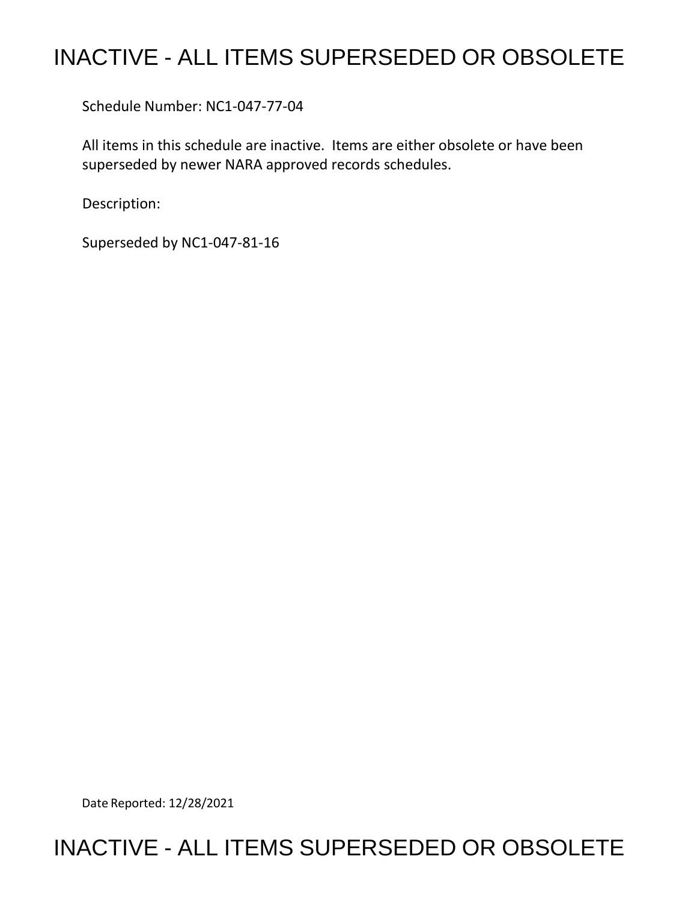# INACTIVE - ALL ITEMS SUPERSEDED OR OBSOLETE

Schedule Number: NC1-047-77-04

All items in this schedule are inactive. Items are either obsolete or have been superseded by newer NARA approved records schedules.

Description:

Superseded by NC1-047-81-16

Date Reported: 12/28/2021

# INACTIVE - ALL ITEMS SUPERSEDED OR OBSOLETE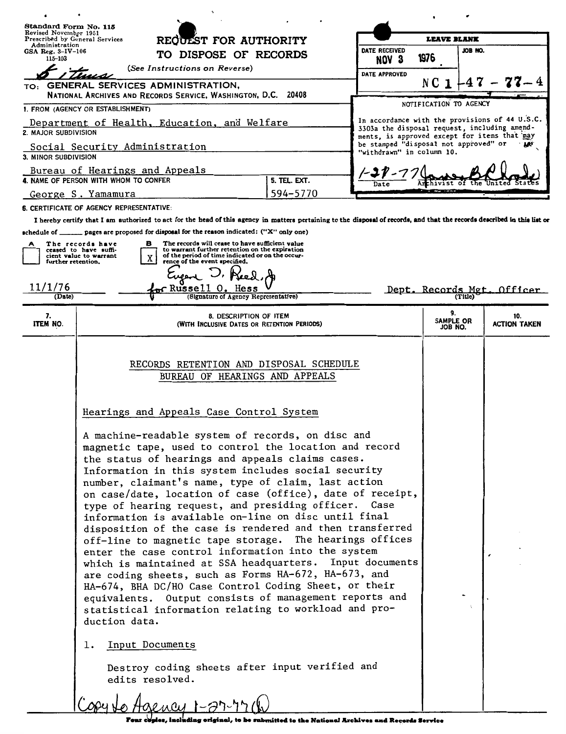Standard Form No. 115
Revised November 1951
Prescribed by General Services Administration
GSA Reg. 3-IV-106
115-103

6 items

# REQUEST FOR AUTHORITY TO DISPOSE OF RECORDS

(See Instructions on Reverse)

| LEAVE BLANK | |
|---|---|
| DATE RECEIVED NOV 3 1976 | JOB NO. |
| DATE APPROVED | NC 1-47-77-4 |

TO: GENERAL SERVICES ADMINISTRATION,
NATIONAL ARCHIVES AND RECORDS SERVICE, WASHINGTON, D.C. 20408

1. FROM (AGENCY OR ESTABLISHMENT)
Department of Health, Education, and Welfare

2. MAJOR SUBDIVISION
Social Security Administration

3. MINOR SUBDIVISION
Bureau of Hearings and Appeals

4. NAME OF PERSON WITH WHOM TO CONFER
George S. Yamamura

5. TEL. EXT.
594-5770

NOTIFICATION TO AGENCY

In accordance with the provisions of 44 U.S.C. 3303a the disposal request, including amendments, is approved except for items that may be stamped "disposal not approved" or "withdrawn" in column 10.

1-27-77 James B. Rhoads
Date — Archivist of the United States

6. CERTIFICATE OF AGENCY REPRESENTATIVE:

I hereby certify that I am authorized to act for the head of this agency in matters pertaining to the disposal of records, and that the records described in this list or schedule of ______ pages are proposed for disposal for the reason indicated: ("X" only one)

A [ ] The records have ceased to have sufficient value to warrant further retention.

B [X] The records will cease to have sufficient value to warrant further retention on the expiration of the period of time indicated or on the occurrence of the event specified.

11/1/76 (Date) — Eugene D. Reed, Jr. for Russell O. Hess (Signature of Agency Representative) — Dept. Records Mgt. Officer (Title)

| 7. ITEM NO. | 8. DESCRIPTION OF ITEM (WITH INCLUSIVE DATES OR RETENTION PERIODS) | 9. SAMPLE OR JOB NO. | 10. ACTION TAKEN |
|---|---|---|---|

RECORDS RETENTION AND DISPOSAL SCHEDULE
BUREAU OF HEARINGS AND APPEALS

Hearings and Appeals Case Control System

A machine-readable system of records, on disc and magnetic tape, used to control the location and record the status of hearings and appeals claims cases. Information in this system includes social security number, claimant's name, type of claim, last action on case/date, location of case (office), date of receipt, type of hearing request, and presiding officer. Case information is available on-line on disc until final disposition of the case is rendered and then transferred off-line to magnetic tape storage. The hearings offices enter the case control information into the system which is maintained at SSA headquarters. Input documents are coding sheets, such as Forms HA-672, HA-673, and HA-674, BHA DC/HO Case Control Coding Sheet, or their equivalents. Output consists of management reports and statistical information relating to workload and production data.

1. Input Documents

Destroy coding sheets after input verified and edits resolved.

Copy to Agency 1-27-77

Four copies, including original, to be submitted to the National Archives and Records Service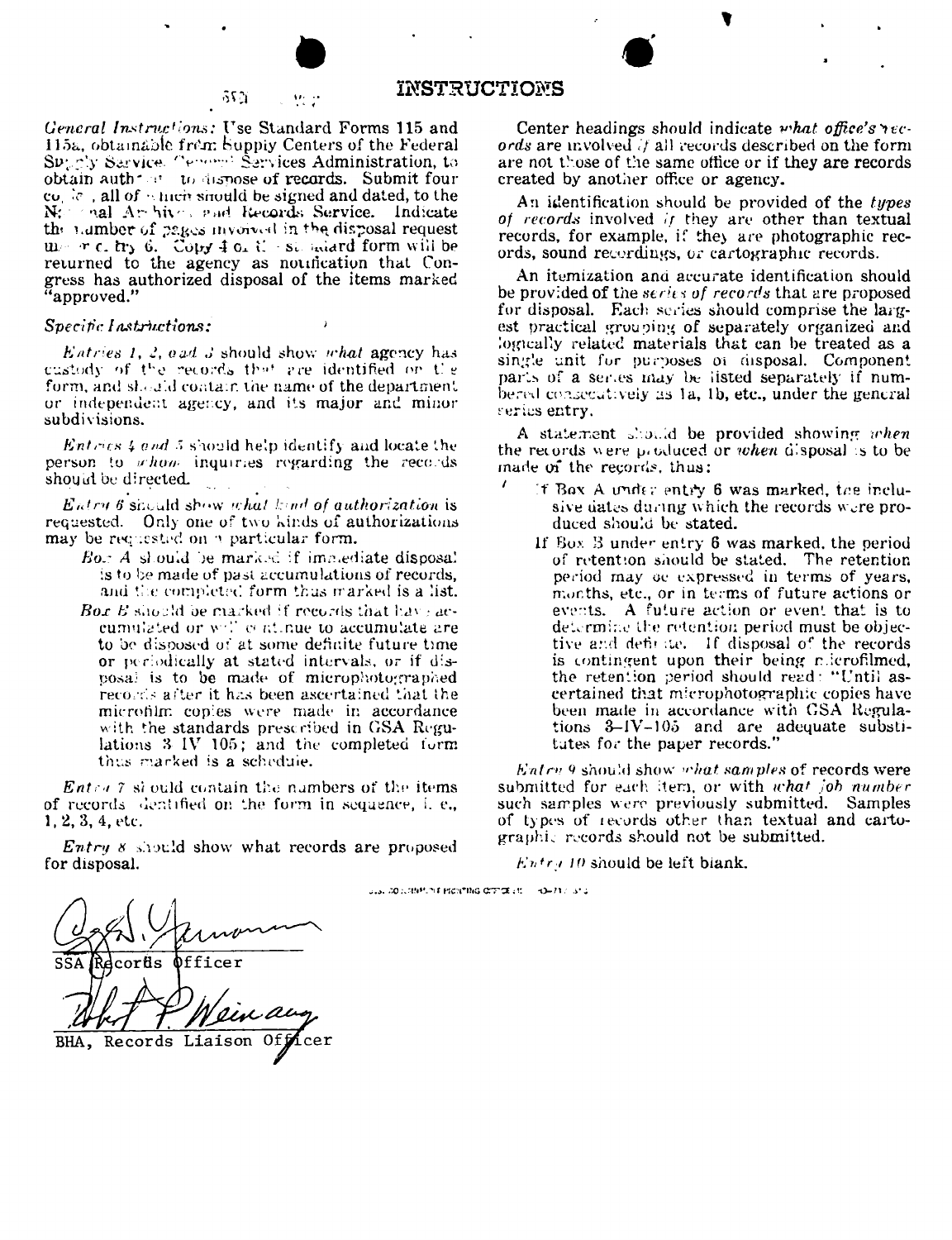# INSTRUCTIONS

*General Instructions:* Use Standard Forms 115 and 115a, obtainable from Supply Centers of the Federal Supply Service, General Services Administration, to obtain authority to dispose of records. Submit four copies, all of which should be signed and dated, to the National Archives and Records Service. Indicate the number of pages involved in the disposal request under entry 6. Copy 4 of the standard form will be returned to the agency as notification that Congress has authorized disposal of the items marked "approved."

*Specific Instructions:*

*Entries 1, 2, and 3* should show *what* agency has custody of the records that are identified on the form, and should contain the name of the department or independent agency, and its major and minor subdivisions.

*Entries 4 and 5* should help identify and locate the person to *whom* inquiries regarding the records should be directed.

*Entry 6* should show *what kind of authorization* is requested. Only one of two kinds of authorizations may be requested on a particular form.

*Box A* should be marked if immediate disposal is to be made of past accumulations of records, and the completed form thus marked is a list.

*Box B* should be marked if records that have accumulated or will continue to accumulate are to be disposed of at some definite future time or periodically at stated intervals, or if disposal is to be made of microphotographed records after it has been ascertained that the microfilm copies were made in accordance with the standards prescribed in GSA Regulations 3 IV 105; and the completed form thus marked is a schedule.

*Entry 7* should contain the numbers of the items of records identified on the form in sequence, i. e., 1, 2, 3, 4, etc.

*Entry 8* should show what records are proposed for disposal.

Center headings should indicate *what office's records* are involved *if* all records described on the form are not those of the same office or if they are records created by another office or agency.

An identification should be provided of the *types of records* involved *if* they are other than textual records, for example, if they are photographic records, sound recordings, or cartographic records.

An itemization and accurate identification should be provided of the *series of records* that are proposed for disposal. Each series should comprise the largest practical grouping of separately organized and logically related materials that can be treated as a single unit for purposes of disposal. Component parts of a series may be listed separately if numbered consecutively as 1a, 1b, etc., under the general series entry.

A statement should be provided showing *when* the records were produced or *when* disposal is to be made of the records, thus:

If Box A under entry 6 was marked, the inclusive dates during which the records were produced should be stated.

If Box B under entry 6 was marked, the period of retention should be stated. The retention period may be expressed in terms of years, months, etc., or in terms of future actions or events. A future action or event that is to determine the retention period must be objective and definite. If disposal of the records is contingent upon their being microfilmed, the retention period should read: "Until ascertained that microphotographic copies have been made in accordance with GSA Regulations 3–IV–105 and are adequate substitutes for the paper records."

*Entry 9* should show *what samples* of records were submitted for each item, or with *what job number* such samples were previously submitted. Samples of types of records other than textual and cartographic records should not be submitted.

*Entry 10* should be left blank.

SSA Records Officer

BHA, Records Liaison Officer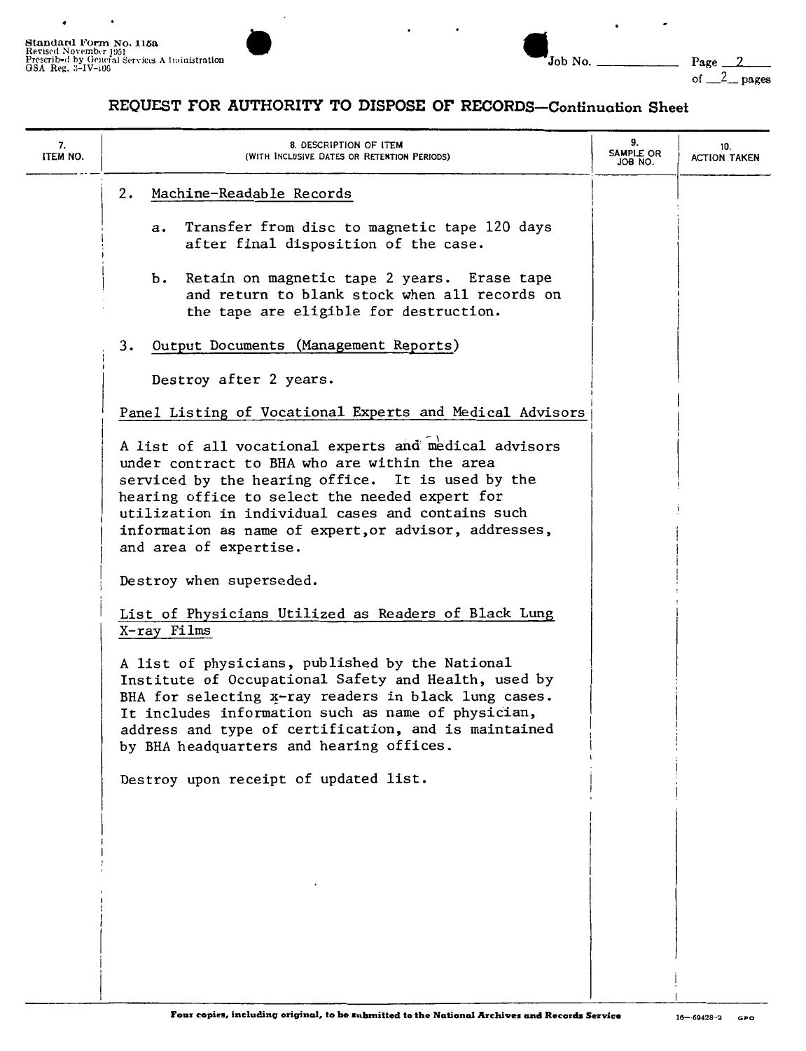Standard Form No. 115a
Revised November 1951
Prescribed by General Services Administration
GSA Reg. 3-IV-106

Job No. ____________ Page 2 of 2 pages

# REQUEST FOR AUTHORITY TO DISPOSE OF RECORDS—Continuation Sheet

| 7. ITEM NO. | 8. DESCRIPTION OF ITEM (WITH INCLUSIVE DATES OR RETENTION PERIODS) | 9. SAMPLE OR JOB NO. | 10. ACTION TAKEN |
|---|---|---|---|
| | 2. Machine-Readable Records<br><br>a. Transfer from disc to magnetic tape 120 days after final disposition of the case.<br><br>b. Retain on magnetic tape 2 years. Erase tape and return to blank stock when all records on the tape are eligible for destruction.<br><br>3. Output Documents (Management Reports)<br><br>Destroy after 2 years.<br><br>Panel Listing of Vocational Experts and Medical Advisors<br><br>A list of all vocational experts and medical advisors under contract to BHA who are within the area serviced by the hearing office. It is used by the hearing office to select the needed expert for utilization in individual cases and contains such information as name of expert, or advisor, addresses, and area of expertise.<br><br>Destroy when superseded.<br><br>List of Physicians Utilized as Readers of Black Lung X-ray Films<br><br>A list of physicians, published by the National Institute of Occupational Safety and Health, used by BHA for selecting x-ray readers in black lung cases. It includes information such as name of physician, address and type of certification, and is maintained by BHA headquarters and hearing offices.<br><br>Destroy upon receipt of updated list. | | |

Four copies, including original, to be submitted to the National Archives and Records Service

16—59428-2 GPO